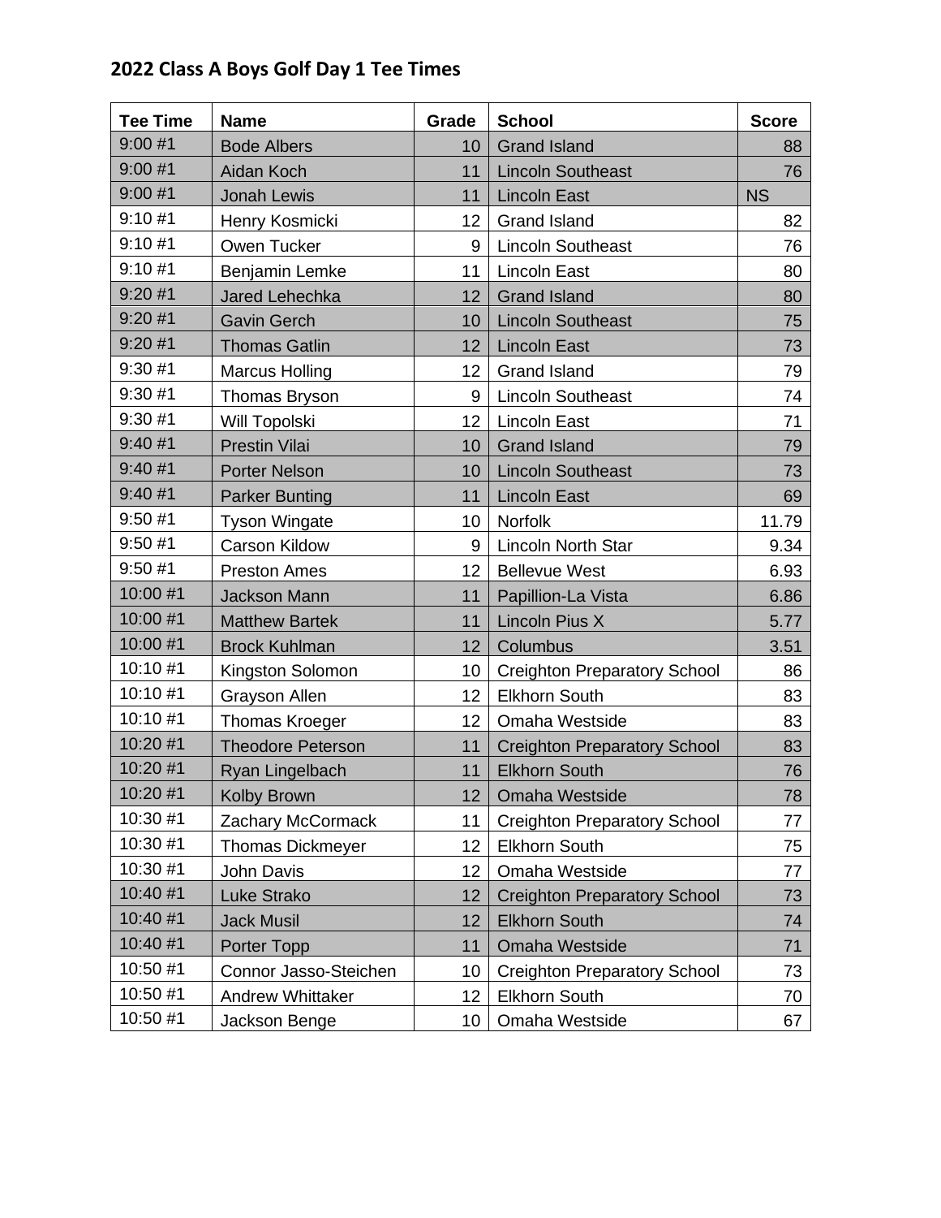## 2022 Class A Boys Golf Day 1 Tee Times

| Tee Time | Name | Grade | School | Score |
|---|---|---|---|---|
| 9:00 #1 | Bode Albers | 10 | Grand Island | 88 |
| 9:00 #1 | Aidan Koch | 11 | Lincoln Southeast | 76 |
| 9:00 #1 | Jonah Lewis | 11 | Lincoln East | NS |
| 9:10 #1 | Henry Kosmicki | 12 | Grand Island | 82 |
| 9:10 #1 | Owen Tucker | 9 | Lincoln Southeast | 76 |
| 9:10 #1 | Benjamin Lemke | 11 | Lincoln East | 80 |
| 9:20 #1 | Jared Lehechka | 12 | Grand Island | 80 |
| 9:20 #1 | Gavin Gerch | 10 | Lincoln Southeast | 75 |
| 9:20 #1 | Thomas Gatlin | 12 | Lincoln East | 73 |
| 9:30 #1 | Marcus Holling | 12 | Grand Island | 79 |
| 9:30 #1 | Thomas Bryson | 9 | Lincoln Southeast | 74 |
| 9:30 #1 | Will Topolski | 12 | Lincoln East | 71 |
| 9:40 #1 | Prestin Vilai | 10 | Grand Island | 79 |
| 9:40 #1 | Porter Nelson | 10 | Lincoln Southeast | 73 |
| 9:40 #1 | Parker Bunting | 11 | Lincoln East | 69 |
| 9:50 #1 | Tyson Wingate | 10 | Norfolk | 11.79 |
| 9:50 #1 | Carson Kildow | 9 | Lincoln North Star | 9.34 |
| 9:50 #1 | Preston Ames | 12 | Bellevue West | 6.93 |
| 10:00 #1 | Jackson Mann | 11 | Papillion-La Vista | 6.86 |
| 10:00 #1 | Matthew Bartek | 11 | Lincoln Pius X | 5.77 |
| 10:00 #1 | Brock Kuhlman | 12 | Columbus | 3.51 |
| 10:10 #1 | Kingston Solomon | 10 | Creighton Preparatory School | 86 |
| 10:10 #1 | Grayson Allen | 12 | Elkhorn South | 83 |
| 10:10 #1 | Thomas Kroeger | 12 | Omaha Westside | 83 |
| 10:20 #1 | Theodore Peterson | 11 | Creighton Preparatory School | 83 |
| 10:20 #1 | Ryan Lingelbach | 11 | Elkhorn South | 76 |
| 10:20 #1 | Kolby Brown | 12 | Omaha Westside | 78 |
| 10:30 #1 | Zachary McCormack | 11 | Creighton Preparatory School | 77 |
| 10:30 #1 | Thomas Dickmeyer | 12 | Elkhorn South | 75 |
| 10:30 #1 | John Davis | 12 | Omaha Westside | 77 |
| 10:40 #1 | Luke Strako | 12 | Creighton Preparatory School | 73 |
| 10:40 #1 | Jack Musil | 12 | Elkhorn South | 74 |
| 10:40 #1 | Porter Topp | 11 | Omaha Westside | 71 |
| 10:50 #1 | Connor Jasso-Steichen | 10 | Creighton Preparatory School | 73 |
| 10:50 #1 | Andrew Whittaker | 12 | Elkhorn South | 70 |
| 10:50 #1 | Jackson Benge | 10 | Omaha Westside | 67 |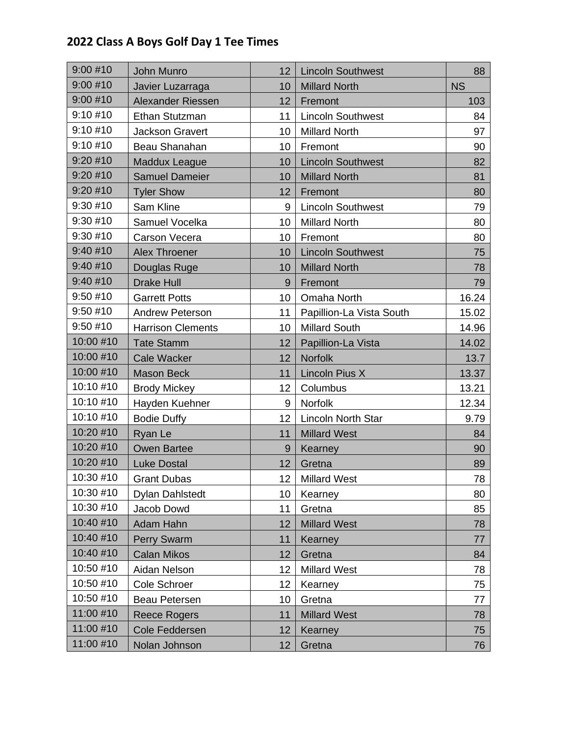## 2022 Class A Boys Golf Day 1 Tee Times

| | | | | |
|---|---|---|---|---|
| 9:00 #10 | John Munro | 12 | Lincoln Southwest | 88 |
| 9:00 #10 | Javier Luzarraga | 10 | Millard North | NS |
| 9:00 #10 | Alexander Riessen | 12 | Fremont | 103 |
| 9:10 #10 | Ethan Stutzman | 11 | Lincoln Southwest | 84 |
| 9:10 #10 | Jackson Gravert | 10 | Millard North | 97 |
| 9:10 #10 | Beau Shanahan | 10 | Fremont | 90 |
| 9:20 #10 | Maddux League | 10 | Lincoln Southwest | 82 |
| 9:20 #10 | Samuel Dameier | 10 | Millard North | 81 |
| 9:20 #10 | Tyler Show | 12 | Fremont | 80 |
| 9:30 #10 | Sam Kline | 9 | Lincoln Southwest | 79 |
| 9:30 #10 | Samuel Vocelka | 10 | Millard North | 80 |
| 9:30 #10 | Carson Vecera | 10 | Fremont | 80 |
| 9:40 #10 | Alex Throener | 10 | Lincoln Southwest | 75 |
| 9:40 #10 | Douglas Ruge | 10 | Millard North | 78 |
| 9:40 #10 | Drake Hull | 9 | Fremont | 79 |
| 9:50 #10 | Garrett Potts | 10 | Omaha North | 16.24 |
| 9:50 #10 | Andrew Peterson | 11 | Papillion-La Vista South | 15.02 |
| 9:50 #10 | Harrison Clements | 10 | Millard South | 14.96 |
| 10:00 #10 | Tate Stamm | 12 | Papillion-La Vista | 14.02 |
| 10:00 #10 | Cale Wacker | 12 | Norfolk | 13.7 |
| 10:00 #10 | Mason Beck | 11 | Lincoln Pius X | 13.37 |
| 10:10 #10 | Brody Mickey | 12 | Columbus | 13.21 |
| 10:10 #10 | Hayden Kuehner | 9 | Norfolk | 12.34 |
| 10:10 #10 | Bodie Duffy | 12 | Lincoln North Star | 9.79 |
| 10:20 #10 | Ryan Le | 11 | Millard West | 84 |
| 10:20 #10 | Owen Bartee | 9 | Kearney | 90 |
| 10:20 #10 | Luke Dostal | 12 | Gretna | 89 |
| 10:30 #10 | Grant Dubas | 12 | Millard West | 78 |
| 10:30 #10 | Dylan Dahlstedt | 10 | Kearney | 80 |
| 10:30 #10 | Jacob Dowd | 11 | Gretna | 85 |
| 10:40 #10 | Adam Hahn | 12 | Millard West | 78 |
| 10:40 #10 | Perry Swarm | 11 | Kearney | 77 |
| 10:40 #10 | Calan Mikos | 12 | Gretna | 84 |
| 10:50 #10 | Aidan Nelson | 12 | Millard West | 78 |
| 10:50 #10 | Cole Schroer | 12 | Kearney | 75 |
| 10:50 #10 | Beau Petersen | 10 | Gretna | 77 |
| 11:00 #10 | Reece Rogers | 11 | Millard West | 78 |
| 11:00 #10 | Cole Feddersen | 12 | Kearney | 75 |
| 11:00 #10 | Nolan Johnson | 12 | Gretna | 76 |